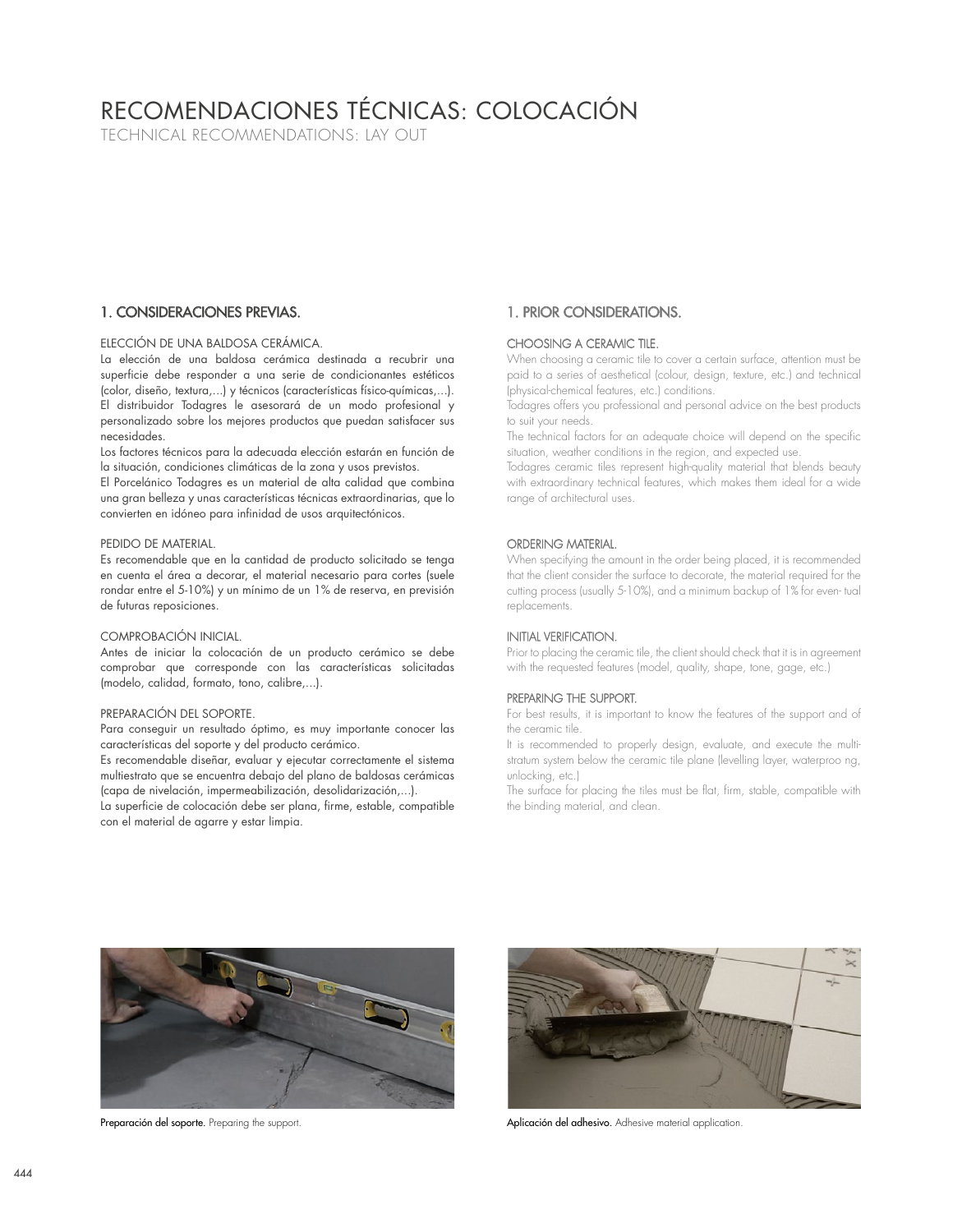# RECOMENDACIONES TÉCNICAS: COLOCACIÓN

TECHNICAL RECOMMENDATIONS: LAY OUT

## 1. CONSIDERACIONES PREVIAS.

ELECCIÓN DE UNA BALDOSA CERÁMICA.

La elección de una baldosa cerámica destinada a recubrir una superficie debe responder a una serie de condicionantes estéticos (color, diseño, textura,...) y técnicos (características físico-químicas,...). El distribuidor Todagres le asesorará de un modo profesional y personalizado sobre los mejores productos que puedan satisfacer sus necesidades.

Los factores técnicos para la adecuada elección estarán en función de la situación, condiciones climáticas de la zona y usos previstos.

El Porcelánico Todagres es un material de alta calidad que combina una gran belleza y unas características técnicas extraordinarias, que lo convierten en idóneo para infinidad de usos arquitectónicos.

PEDIDO DE MATERIAL.

Es recomendable que en la cantidad de producto solicitado se tenga en cuenta el área a decorar, el material necesario para cortes (suele rondar entre el 5-10%) y un mínimo de un 1% de reserva, en previsión de futuras reposiciones.

COMPROBACIÓN INICIAL.

Antes de iniciar la colocación de un producto cerámico se debe comprobar que corresponde con las características solicitadas (modelo, calidad, formato, tono, calibre,...).

PREPARACIÓN DEL SOPORTE.

Para conseguir un resultado óptimo, es muy importante conocer las características del soporte y del producto cerámico.

Es recomendable diseñar, evaluar y ejecutar correctamente el sistema multiestrato que se encuentra debajo del plano de baldosas cerámicas (capa de nivelación, impermeabilización, desolidarización,...).

La superficie de colocación debe ser plana, firme, estable, compatible con el material de agarre y estar limpia.

## 1. PRIOR CONSIDERATIONS.

CHOOSING A CERAMIC TILE.

When choosing a ceramic tile to cover a certain surface, attention must be paid to a series of aesthetical (colour, design, texture, etc.) and technical (physical-chemical features, etc.) conditions.

Todagres offers you professional and personal advice on the best products to suit your needs.

The technical factors for an adequate choice will depend on the specific situation, weather conditions in the region, and expected use.

Todagres ceramic tiles represent high-quality material that blends beauty with extraordinary technical features, which makes them ideal for a wide range of architectural uses.

ORDERING MATERIAL.

When specifying the amount in the order being placed, it is recommended that the client consider the surface to decorate, the material required for the cutting process (usually 5-10%), and a minimum backup of 1% for even- tual replacements.

INITIAL VERIFICATION.

Prior to placing the ceramic tile, the client should check that it is in agreement with the requested features (model, quality, shape, tone, gage, etc.)

PREPARING THE SUPPORT.

For best results, it is important to know the features of the support and of the ceramic tile.

It is recommended to properly design, evaluate, and execute the multi-stratum system below the ceramic tile plane (levelling layer, waterproo ng, unlocking, etc.)

The surface for placing the tiles must be flat, firm, stable, compatible with the binding material, and clean.

**Preparación del soporte.** Preparing the support.

**Aplicación del adhesivo.** Adhesive material application.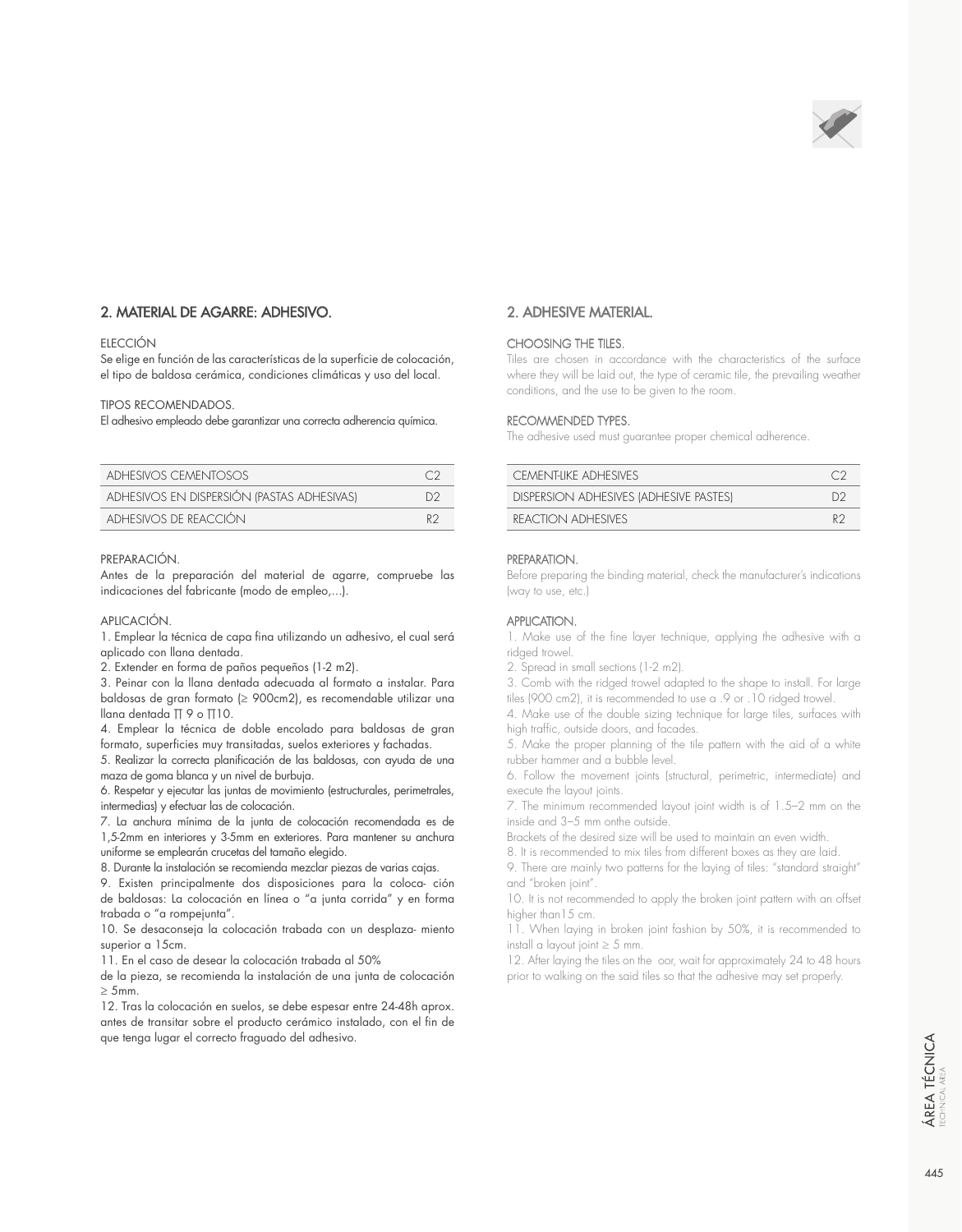## 2. MATERIAL DE AGARRE: ADHESIVO.

ELECCIÓN

Se elige en función de las características de la superficie de colocación, el tipo de baldosa cerámica, condiciones climáticas y uso del local.

TIPOS RECOMENDADOS.

El adhesivo empleado debe garantizar una correcta adherencia química.

| ADHESIVOS CEMENTOSOS | C2 |
|---|---|
| ADHESIVOS EN DISPERSIÓN (PASTAS ADHESIVAS) | D2 |
| ADHESIVOS DE REACCIÓN | R2 |

PREPARACIÓN.

Antes de la preparación del material de agarre, compruebe las indicaciones del fabricante (modo de empleo,...).

APLICACIÓN.

1. Emplear la técnica de capa fina utilizando un adhesivo, el cual será aplicado con llana dentada.
2. Extender en forma de paños pequeños (1-2 m2).
3. Peinar con la llana dentada adecuada al formato a instalar. Para baldosas de gran formato (≥ 900cm2), es recomendable utilizar una llana dentada TT 9 o TT10.
4. Emplear la técnica de doble encolado para baldosas de gran formato, superficies muy transitadas, suelos exteriores y fachadas.
5. Realizar la correcta planificación de las baldosas, con ayuda de una maza de goma blanca y un nivel de burbuja.
6. Respetar y ejecutar las juntas de movimiento (estructurales, perimetrales, intermedias) y efectuar las de colocación.
7. La anchura mínima de la junta de colocación recomendada es de 1,5-2mm en interiores y 3-5mm en exteriores. Para mantener su anchura uniforme se emplearán crucetas del tamaño elegido.
8. Durante la instalación se recomienda mezclar piezas de varias cajas.
9. Existen principalmente dos disposiciones para la coloca- ción de baldosas: La colocación en línea o “a junta corrida” y en forma trabada o “a rompejunta”.
10. Se desaconseja la colocación trabada con un desplaza- miento superior a 15cm.
11. En el caso de desear la colocación trabada al 50% de la pieza, se recomienda la instalación de una junta de colocación ≥ 5mm.
12. Tras la colocación en suelos, se debe espesar entre 24-48h aprox. antes de transitar sobre el producto cerámico instalado, con el fin de que tenga lugar el correcto fraguado del adhesivo.

## 2. ADHESIVE MATERIAL.

CHOOSING THE TILES.

Tiles are chosen in accordance with the characteristics of the surface where they will be laid out, the type of ceramic tile, the prevailing weather conditions, and the use to be given to the room.

RECOMMENDED TYPES.

The adhesive used must guarantee proper chemical adherence.

| CEMENT-LIKE ADHESIVES | C2 |
|---|---|
| DISPERSION ADHESIVES (ADHESIVE PASTES) | D2 |
| REACTION ADHESIVES | R2 |

PREPARATION.

Before preparing the binding material, check the manufacturer's indications (way to use, etc.)

APPLICATION.

1. Make use of the fine layer technique, applying the adhesive with a ridged trowel.
2. Spread in small sections (1-2 m2).
3. Comb with the ridged trowel adapted to the shape to install. For large tiles (900 cm2), it is recommended to use a .9 or .10 ridged trowel.
4. Make use of the double sizing technique for large tiles, surfaces with high traffic, outside doors, and facades.
5. Make the proper planning of the tile pattern with the aid of a white rubber hammer and a bubble level.
6. Follow the movement joints (structural, perimetric, intermediate) and execute the layout joints.
7. The minimum recommended layout joint width is of 1.5–2 mm on the inside and 3–5 mm onthe outside.

Brackets of the desired size will be used to maintain an even width.

8. It is recommended to mix tiles from different boxes as they are laid.
9. There are mainly two patterns for the laying of tiles: “standard straight” and “broken joint”.
10. It is not recommended to apply the broken joint pattern with an offset higher than15 cm.
11. When laying in broken joint fashion by 50%, it is recommended to install a layout joint ≥ 5 mm.
12. After laying the tiles on the oor, wait for approximately 24 to 48 hours prior to walking on the said tiles so that the adhesive may set properly.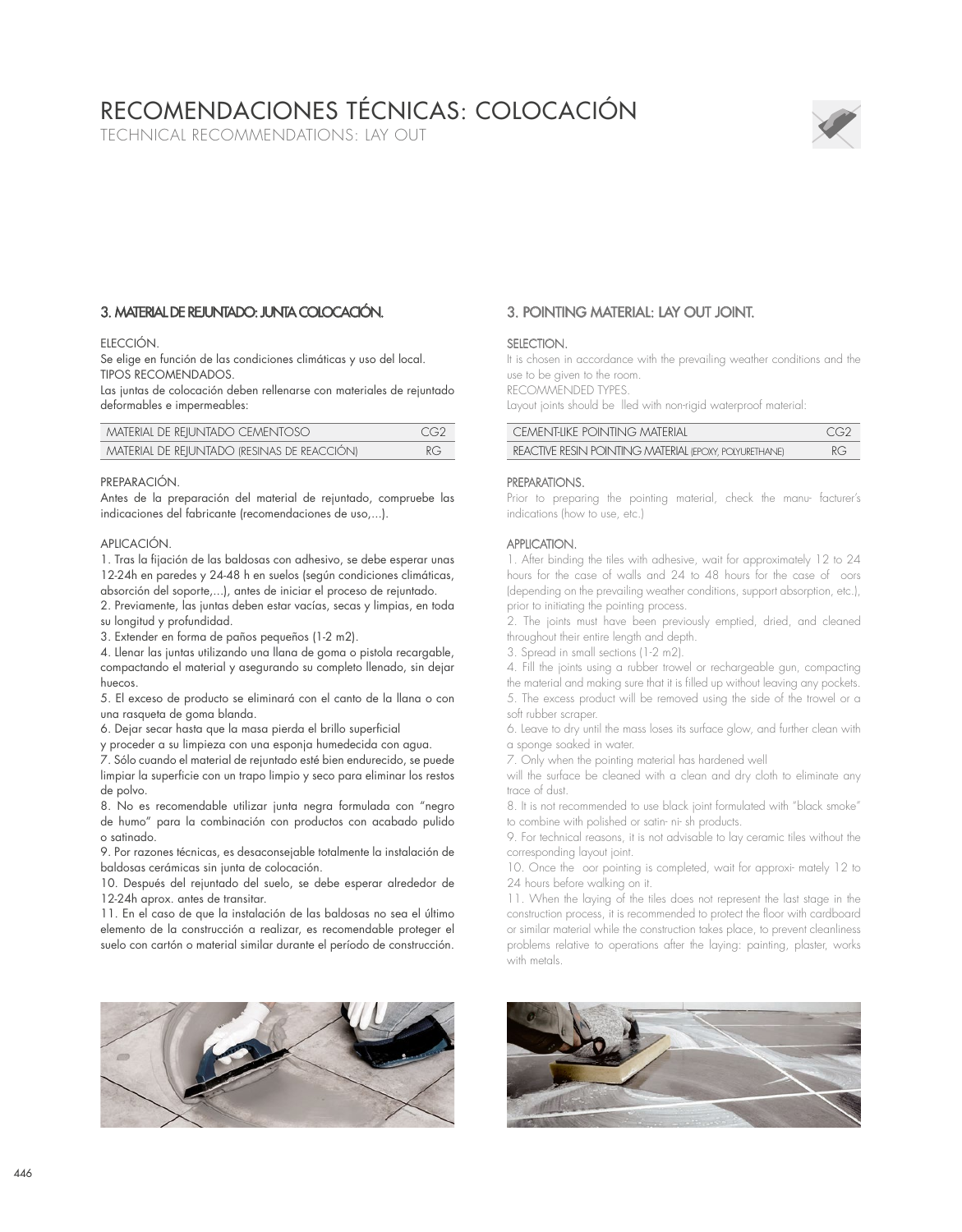# RECOMENDACIONES TÉCNICAS: COLOCACIÓN

TECHNICAL RECOMMENDATIONS: LAY OUT

## 3. MATERIAL DE REJUNTADO: JUNTA COLOCACIÓN.

ELECCIÓN.
Se elige en función de las condiciones climáticas y uso del local.
TIPOS RECOMENDADOS.
Las juntas de colocación deben rellenarse con materiales de rejuntado deformables e impermeables:

| MATERIAL DE REJUNTADO CEMENTOSO | CG2 |
|---|---|
| MATERIAL DE REJUNTADO (RESINAS DE REACCIÓN) | RG |

PREPARACIÓN.
Antes de la preparación del material de rejuntado, compruebe las indicaciones del fabricante (recomendaciones de uso,...).

APLICACIÓN.
1. Tras la fijación de las baldosas con adhesivo, se debe esperar unas 12-24h en paredes y 24-48 h en suelos (según condiciones climáticas, absorción del soporte,...), antes de iniciar el proceso de rejuntado.
2. Previamente, las juntas deben estar vacías, secas y limpias, en toda su longitud y profundidad.
3. Extender en forma de paños pequeños (1-2 m2).
4. Llenar las juntas utilizando una llana de goma o pistola recargable, compactando el material y asegurando su completo llenado, sin dejar huecos.
5. El exceso de producto se eliminará con el canto de la llana o con una rasqueta de goma blanda.
6. Dejar secar hasta que la masa pierda el brillo superficial y proceder a su limpieza con una esponja humedecida con agua.
7. Sólo cuando el material de rejuntado esté bien endurecido, se puede limpiar la superficie con un trapo limpio y seco para eliminar los restos de polvo.
8. No es recomendable utilizar junta negra formulada con "negro de humo" para la combinación con productos con acabado pulido o satinado.
9. Por razones técnicas, es desaconsejable totalmente la instalación de baldosas cerámicas sin junta de colocación.
10. Después del rejuntado del suelo, se debe esperar alrededor de 12-24h aprox. antes de transitar.
11. En el caso de que la instalación de las baldosas no sea el último elemento de la construcción a realizar, es recomendable proteger el suelo con cartón o material similar durante el período de construcción.

## 3. POINTING MATERIAL: LAY OUT JOINT.

SELECTION.
It is chosen in accordance with the prevailing weather conditions and the use to be given to the room.
RECOMMENDED TYPES.
Layout joints should be lled with non-rigid waterproof material:

| CEMENT-LIKE POINTING MATERIAL | CG2 |
|---|---|
| REACTIVE RESIN POINTING MATERIAL (EPOXY, POLYURETHANE) | RG |

PREPARATIONS.
Prior to preparing the pointing material, check the manu- facturer's indications (how to use, etc.)

APPLICATION.
1. After binding the tiles with adhesive, wait for approximately 12 to 24 hours for the case of walls and 24 to 48 hours for the case of oors (depending on the prevailing weather conditions, support absorption, etc.), prior to initiating the pointing process.
2. The joints must have been previously emptied, dried, and cleaned throughout their entire length and depth.
3. Spread in small sections (1-2 m2).
4. Fill the joints using a rubber trowel or rechargeable gun, compacting the material and making sure that it is filled up without leaving any pockets.
5. The excess product will be removed using the side of the trowel or a soft rubber scraper.
6. Leave to dry until the mass loses its surface glow, and further clean with a sponge soaked in water.
7. Only when the pointing material has hardened well will the surface be cleaned with a clean and dry cloth to eliminate any trace of dust.
8. It is not recommended to use black joint formulated with "black smoke" to combine with polished or satin- ni- sh products.
9. For technical reasons, it is not advisable to lay ceramic tiles without the corresponding layout joint.
10. Once the oor pointing is completed, wait for approxi- mately 12 to 24 hours before walking on it.
11. When the laying of the tiles does not represent the last stage in the construction process, it is recommended to protect the floor with cardboard or similar material while the construction takes place, to prevent cleanliness problems relative to operations after the laying: painting, plaster, works with metals.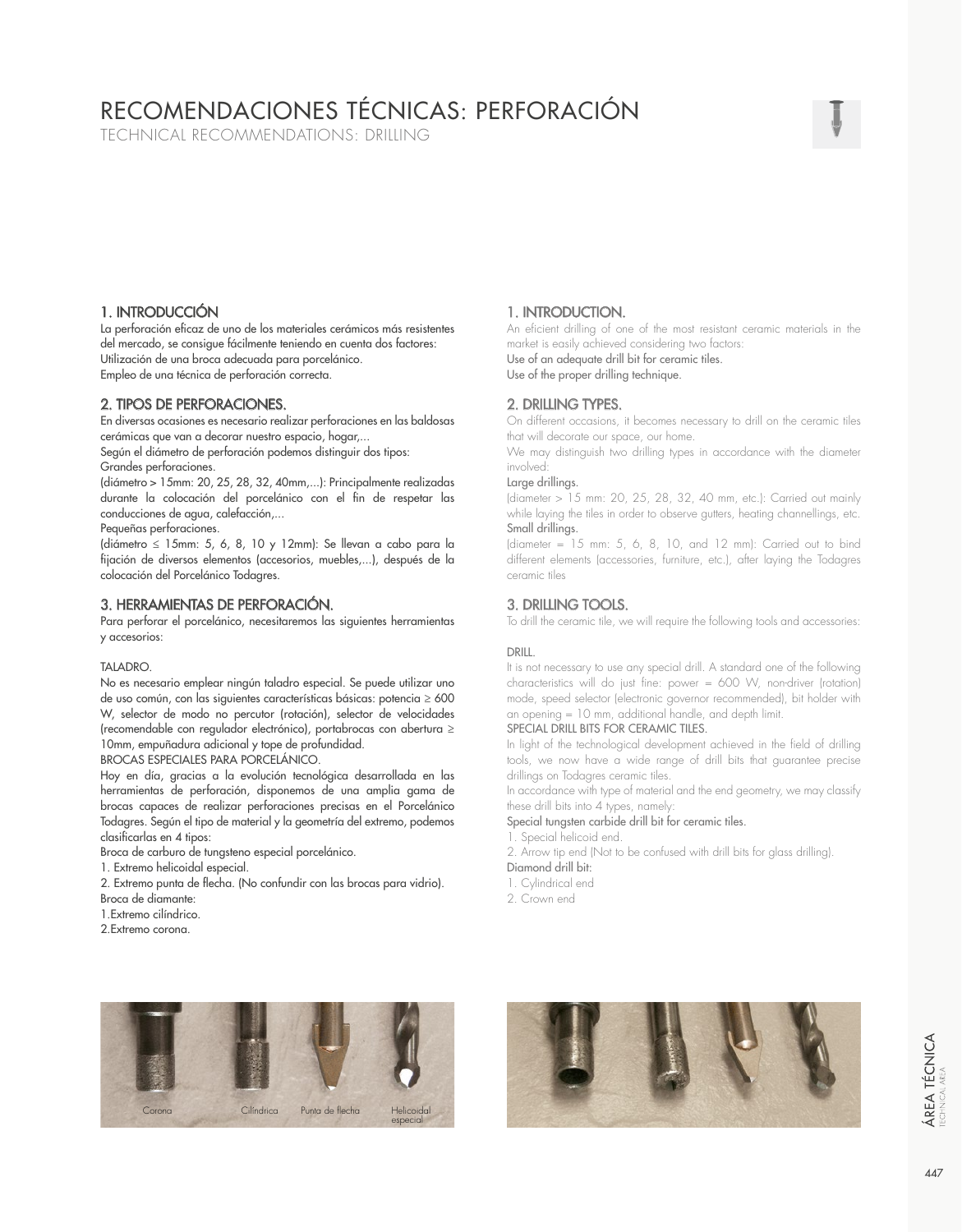# RECOMENDACIONES TÉCNICAS: PERFORACIÓN

TECHNICAL RECOMMENDATIONS: DRILLING

## 1. INTRODUCCIÓN

La perforación eficaz de uno de los materiales cerámicos más resistentes del mercado, se consigue fácilmente teniendo en cuenta dos factores:

Utilización de una broca adecuada para porcelánico.

Empleo de una técnica de perforación correcta.

## 2. TIPOS DE PERFORACIONES.

En diversas ocasiones es necesario realizar perforaciones en las baldosas cerámicas que van a decorar nuestro espacio, hogar,...

Según el diámetro de perforación podemos distinguir dos tipos:

Grandes perforaciones.

(diámetro > 15mm: 20, 25, 28, 32, 40mm,...): Principalmente realizadas durante la colocación del porcelánico con el fin de respetar las conducciones de agua, calefacción,...

Pequeñas perforaciones.

(diámetro ≤ 15mm: 5, 6, 8, 10 y 12mm): Se llevan a cabo para la fijación de diversos elementos (accesorios, muebles,...), después de la colocación del Porcelánico Todagres.

## 3. HERRAMIENTAS DE PERFORACIÓN.

Para perforar el porcelánico, necesitaremos las siguientes herramientas y accesorios:

TALADRO.

No es necesario emplear ningún taladro especial. Se puede utilizar uno de uso común, con las siguientes características básicas: potencia ≥ 600 W, selector de modo no percutor (rotación), selector de velocidades (recomendable con regulador electrónico), portabrocas con abertura ≥ 10mm, empuñadura adicional y tope de profundidad.

BROCAS ESPECIALES PARA PORCELÁNICO.

Hoy en día, gracias a la evolución tecnológica desarrollada en las herramientas de perforación, disponemos de una amplia gama de brocas capaces de realizar perforaciones precisas en el Porcelánico Todagres. Según el tipo de material y la geometría del extremo, podemos clasificarlas en 4 tipos:

Broca de carburo de tungsteno especial porcelánico.

1. Extremo helicoidal especial.
2. Extremo punta de flecha. (No confundir con las brocas para vidrio).

Broca de diamante:

1. Extremo cilíndrico.
2. Extremo corona.

## 1. INTRODUCTION.

An eficient drilling of one of the most resistant ceramic materials in the market is easily achieved considering two factors:

Use of an adequate drill bit for ceramic tiles.

Use of the proper drilling technique.

## 2. DRILLING TYPES.

On different occasions, it becomes necessary to drill on the ceramic tiles that will decorate our space, our home.

We may distinguish two drilling types in accordance with the diameter involved:

Large drillings.

(diameter > 15 mm: 20, 25, 28, 32, 40 mm, etc.): Carried out mainly while laying the tiles in order to observe gutters, heating channellings, etc.

Small drillings.

(diameter = 15 mm: 5, 6, 8, 10, and 12 mm): Carried out to bind different elements (accessories, furniture, etc.), after laying the Todagres ceramic tiles

## 3. DRILLING TOOLS.

To drill the ceramic tile, we will require the following tools and accessories:

DRILL.

It is not necessary to use any special drill. A standard one of the following characteristics will do just fine: power = 600 W, non-driver (rotation) mode, speed selector (electronic governor recommended), bit holder with an opening = 10 mm, additional handle, and depth limit.

SPECIAL DRILL BITS FOR CERAMIC TILES.

In light of the technological development achieved in the field of drilling tools, we now have a wide range of drill bits that guarantee precise drillings on Todagres ceramic tiles.

In accordance with type of material and the end geometry, we may classify these drill bits into 4 types, namely:

Special tungsten carbide drill bit for ceramic tiles.

1. Special helicoid end.
2. Arrow tip end (Not to be confused with drill bits for glass drilling).

Diamond drill bit:

1. Cylindrical end
2. Crown end

Corona · Cilíndrica · Punta de flecha · Helicoidal especial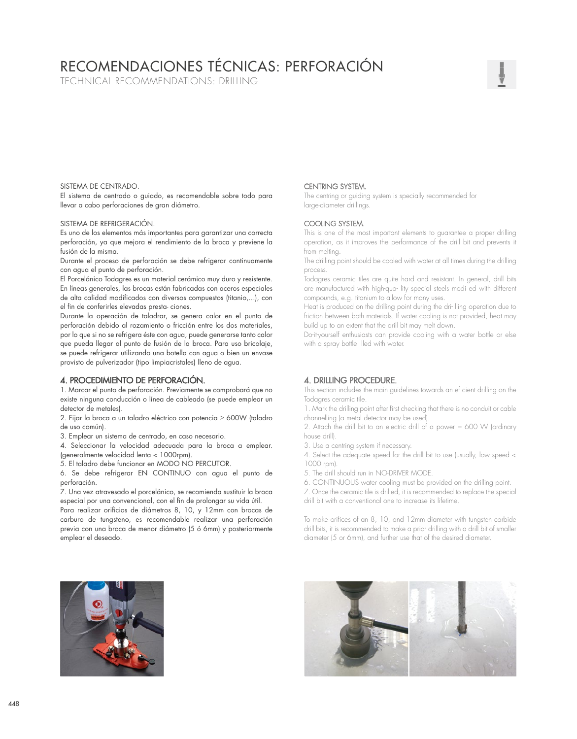# RECOMENDACIONES TÉCNICAS: PERFORACIÓN

## TECHNICAL RECOMMENDATIONS: DRILLING

SISTEMA DE CENTRADO.
El sistema de centrado o guiado, es recomendable sobre todo para llevar a cabo perforaciones de gran diámetro.

SISTEMA DE REFRIGERACIÓN.
Es uno de los elementos más importantes para garantizar una correcta perforación, ya que mejora el rendimiento de la broca y previene la fusión de la misma.
Durante el proceso de perforación se debe refrigerar continuamente con agua el punto de perforación.
El Porcelánico Todagres es un material cerámico muy duro y resistente. En líneas generales, las brocas están fabricadas con aceros especiales de alta calidad modificados con diversos compuestos (titanio,...), con el fin de conferirles elevadas presta- ciones.
Durante la operación de taladrar, se genera calor en el punto de perforación debido al rozamiento o fricción entre los dos materiales, por lo que si no se refrigera éste con agua, puede generarse tanto calor que pueda llegar al punto de fusión de la broca. Para uso bricolaje, se puede refrigerar utilizando una botella con agua o bien un envase provisto de pulverizador (tipo limpiacristales) lleno de agua.

### 4. PROCEDIMIENTO DE PERFORACIÓN.

1. Marcar el punto de perforación. Previamente se comprobará que no existe ninguna conducción o línea de cableado (se puede emplear un detector de metales).
2. Fijar la broca a un taladro eléctrico con potencia ≥ 600W (taladro de uso común).
3. Emplear un sistema de centrado, en caso necesario.
4. Seleccionar la velocidad adecuada para la broca a emplear. (generalmente velocidad lenta < 1000rpm).
5. El taladro debe funcionar en MODO NO PERCUTOR.
6. Se debe refrigerar EN CONTINUO con agua el punto de perforación.
7. Una vez atravesado el porcelánico, se recomienda sustituir la broca especial por una convencional, con el fin de prolongar su vida útil.

Para realizar orificios de diámetros 8, 10, y 12mm con brocas de carburo de tungsteno, es recomendable realizar una perforación previa con una broca de menor diámetro (5 ó 6mm) y posteriormente emplear el deseado.

CENTRING SYSTEM.
The centring or guiding system is specially recommended for large-diameter drillings.

COOLING SYSTEM.
This is one of the most important elements to guarantee a proper drilling operation, as it improves the performance of the drill bit and prevents it from melting.
The drilling point should be cooled with water at all times during the drilling process.
Todagres ceramic tiles are quite hard and resistant. In general, drill bits are manufactured with high-qua- lity special steels modi ed with different compounds, e.g. titanium to allow for many uses.
Heat is produced on the drilling point during the dri- lling operation due to friction between both materials. If water cooling is not provided, heat may build up to an extent that the drill bit may melt down.
Do-it-yourself enthusiasts can provide cooling with a water bottle or else with a spray bottle lled with water.

### 4. DRILLING PROCEDURE.

This section includes the main guidelines towards an ef cient drilling on the Todagres ceramic tile.

1. Mark the drilling point after first checking that there is no conduit or cable channelling (a metal detector may be used).
2. Attach the drill bit to an electric drill of a power = 600 W (ordinary house drill).
3. Use a centring system if necessary.
4. Select the adequate speed for the drill bit to use (usually, low speed < 1000 rpm).
5. The drill should run in NO-DRIVER MODE.
6. CONTINUOUS water cooling must be provided on the drilling point.
7. Once the ceramic tile is drilled, it is recommended to replace the special drill bit with a conventional one to increase its lifetime.

To make orifices of an 8, 10, and 12mm diameter with tungsten carbide drill bits, it is recommended to make a prior drilling with a drill bit of smaller diameter (5 or 6mm), and further use that of the desired diameter.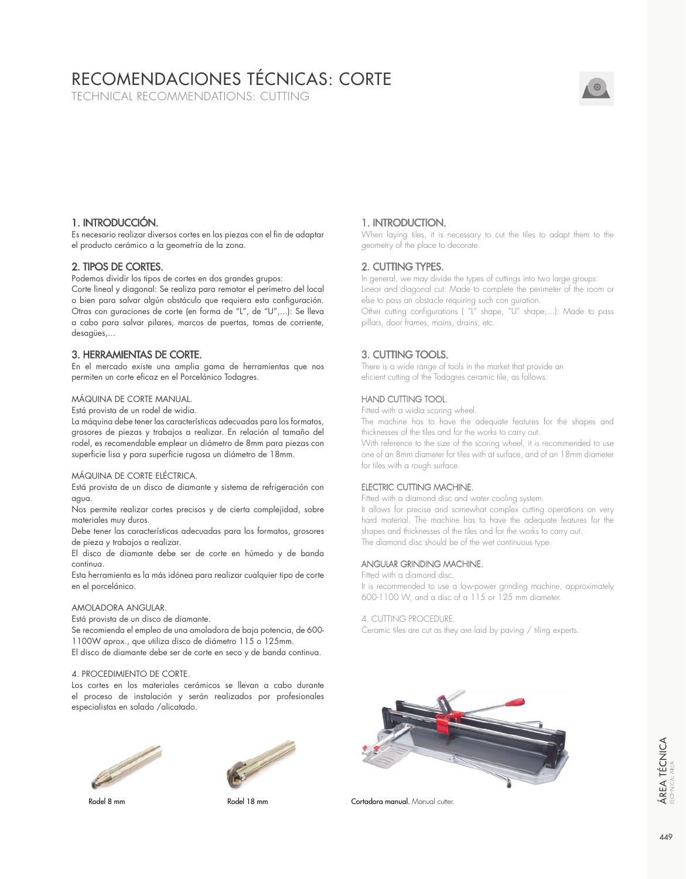# RECOMENDACIONES TÉCNICAS: CORTE

TECHNICAL RECOMMENDATIONS: CUTTING

## 1. INTRODUCCIÓN.

Es necesario realizar diversos cortes en las piezas con el fin de adaptar el producto cerámico a la geometría de la zona.

## 2. TIPOS DE CORTES.

Podemos dividir los tipos de cortes en dos grandes grupos:
Corte lineal y diagonal: Se realiza para rematar el perímetro del local o bien para salvar algún obstáculo que requiera esta configuración.
Otras con guraciones de corte (en forma de "L", de "U",...): Se lleva a cabo para salvar pilares, marcos de puertas, tomas de corriente, desagües,...

## 3. HERRAMIENTAS DE CORTE.

En el mercado existe una amplia gama de herramientas que nos permiten un corte eficaz en el Porcelánico Todagres.

MÁQUINA DE CORTE MANUAL.
Está provista de un rodel de widia.
La máquina debe tener las características adecuadas para los formatos, grosores de piezas y trabajos a realizar. En relación al tamaño del rodel, es recomendable emplear un diámetro de 8mm para piezas con superficie lisa y para superficie rugosa un diámetro de 18mm.

MÁQUINA DE CORTE ELÉCTRICA.
Está provista de un disco de diamante y sistema de refrigeración con agua.
Nos permite realizar cortes precisos y de cierta complejidad, sobre materiales muy duros.
Debe tener las características adecuadas para los formatos, grosores de pieza y trabajos a realizar.
El disco de diamante debe ser de corte en húmedo y de banda continua.
Esta herramienta es la más idónea para realizar cualquier tipo de corte en el porcelánico.

AMOLADORA ANGULAR.
Está provista de un disco de diamante.
Se recomienda el empleo de una amoladora de baja potencia, de 600-1100W aprox., que utiliza disco de diámetro 115 o 125mm.
El disco de diamante debe ser de corte en seco y de banda continua.

4. PROCEDIMIENTO DE CORTE.
Los cortes en los materiales cerámicos se llevan a cabo durante el proceso de instalación y serán realizados por profesionales especialistas en solado /alicatado.

Rodel 8 mm

Rodel 18 mm

## 1. INTRODUCTION.

When laying tiles, it is necessary to cut the tiles to adapt them to the geometry of the place to decorate.

## 2. CUTTING TYPES.

In general, we may divide the types of cuttings into two large groups:
Linear and diagonal cut: Made to complete the perimeter of the room or else to pass an obstacle requiring such con guration.
Other cutting configurations ( "L" shape, "U" shape,...): Made to pass pillars, door frames, mains, drains, etc.

## 3. CUTTING TOOLS.

There is a wide range of tools in the market that provide an eficient cutting of the Todagres ceramic tile, as follows:

HAND CUTTING TOOL.
Fitted with a widia scoring wheel.
The machine has to have the adequate features for the shapes and thicknesses of the tiles and for the works to carry out.
With reference to the size of the scoring wheel, it is recommended to use one of an 8mm diameter for tiles with at surface, and of an 18mm diameter for tiles with a rough surface.

ELECTRIC CUTTING MACHINE.
Fitted with a diamond disc and water cooling system.
It allows for precise and somewhat complex cutting operations on very hard material. The machine has to have the adequate features for the shapes and thicknesses of the tiles and for the works to carry out.
The diamond disc should be of the wet continuous type.

ANGULAR GRINDING MACHINE.
Fitted with a diamond disc.
It is recommended to use a low-power grinding machine, approximately 600-1100 W, and a disc of a 115 or 125 mm diameter.

4. CUTTING PROCEDURE.
Ceramic tiles are cut as they are laid by paving / tiling experts.

**Cortadora manual.** Manual cutter.